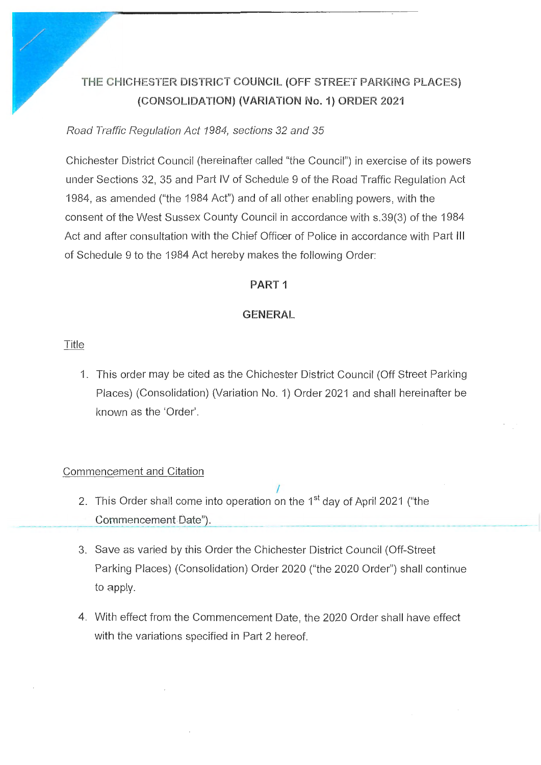# THE CHICHESTER DISTRICT COUNCIL (OFF STREET PARKING PLACES) (CONSOLIDATION) (VARIATION No. 1) ORDER 2021

*Road Traffic Regulation Act 1984, sections 32 and 35*

Chichester District Council (hereinafter called "the Council") in exercise of its powers under Sections 32, 35 and Part IV of Schedule 9 of the Road Traffic Regulation Act 1984, as amended ("the 1984 Act") and of all other enabling powers, with the consent of the West Sussex County Council in accordance with s.39(3) of the 1984 Act and after consultation with the Chief Officer of Police in accordance with Part III of Schedule 9 to the 1984 Act hereby makes the following Order:

## PART 1

## GENERAL

Title

1. This order may be cited as the Chichester District Council (Off Street Parking Places) (Consolidation) (Variation No. 1) Order 2021 and shall hereinafter be known as the 'Order'.

Commencement and Citation

2. This Order shall come into operation on the 1st day of April 2021 ("the Commencement Date").
3. Save as varied by this Order the Chichester District Council (Off-Street Parking Places) (Consolidation) Order 2020 ("the 2020 Order") shall continue to apply.
4. With effect from the Commencement Date, the 2020 Order shall have effect with the variations specified in Part 2 hereof.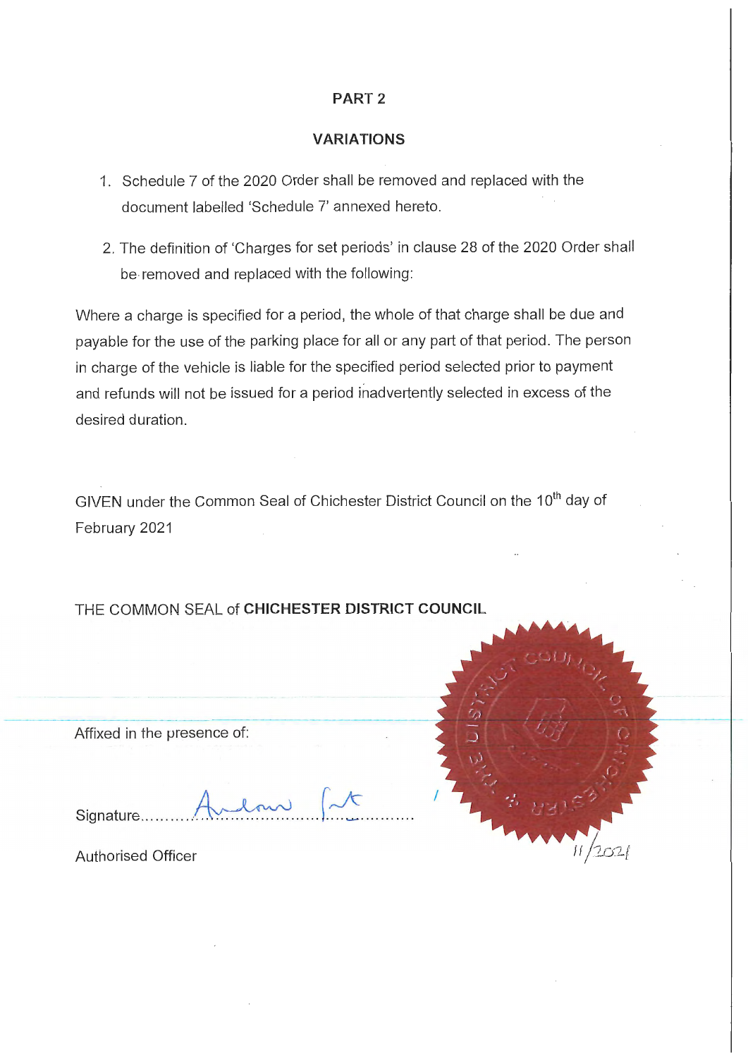## PART 2

## VARIATIONS

1. Schedule 7 of the 2020 Order shall be removed and replaced with the document labelled 'Schedule 7' annexed hereto.

2. The definition of 'Charges for set periods' in clause 28 of the 2020 Order shall be removed and replaced with the following:

Where a charge is specified for a period, the whole of that charge shall be due and payable for the use of the parking place for all or any part of that period. The person in charge of the vehicle is liable for the specified period selected prior to payment and refunds will not be issued for a period inadvertently selected in excess of the desired duration.

GIVEN under the Common Seal of Chichester District Council on the 10th day of February 2021

THE COMMON SEAL of **CHICHESTER DISTRICT COUNCIL**

Affixed in the presence of:

Signature..............................................................

Authorised Officer

11/2021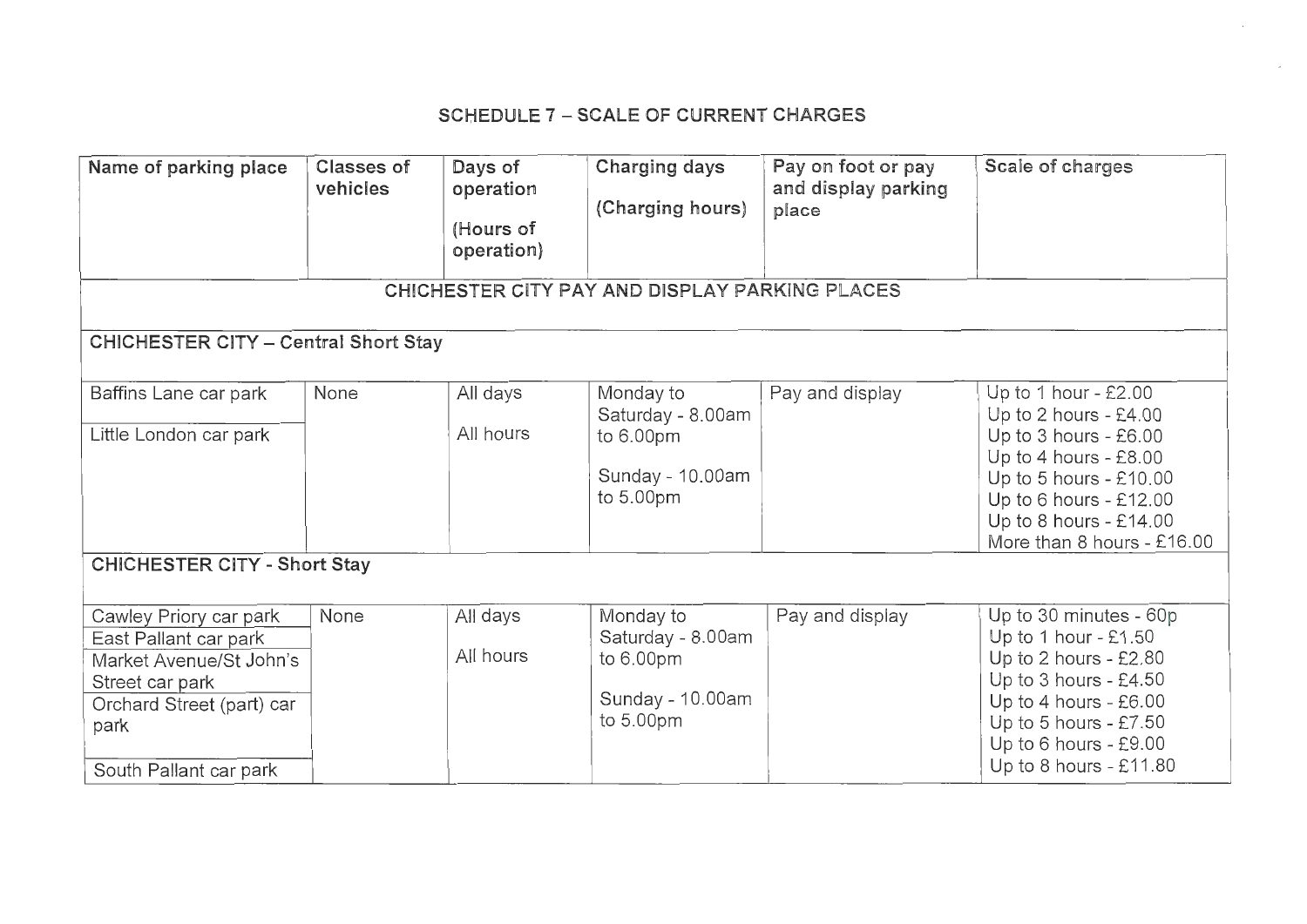## SCHEDULE 7 – SCALE OF CURRENT CHARGES

| Name of parking place | Classes of vehicles | Days of operation (Hours of operation) | Charging days (Charging hours) | Pay on foot or pay and display parking place | Scale of charges |
|---|---|---|---|---|---|
| **CHICHESTER CITY PAY AND DISPLAY PARKING PLACES** | | | | | |
| **CHICHESTER CITY – Central Short Stay** | | | | | |
| Baffins Lane car park<br>Little London car park | None | All days<br>All hours | Monday to Saturday - 8.00am to 6.00pm<br>Sunday - 10.00am to 5.00pm | Pay and display | Up to 1 hour - £2.00<br>Up to 2 hours - £4.00<br>Up to 3 hours - £6.00<br>Up to 4 hours - £8.00<br>Up to 5 hours - £10.00<br>Up to 6 hours - £12.00<br>Up to 8 hours - £14.00<br>More than 8 hours - £16.00 |
| **CHICHESTER CITY - Short Stay** | | | | | |
| Cawley Priory car park<br>East Pallant car park<br>Market Avenue/St John's Street car park<br>Orchard Street (part) car park<br>South Pallant car park | None | All days<br>All hours | Monday to Saturday - 8.00am to 6.00pm<br>Sunday - 10.00am to 5.00pm | Pay and display | Up to 30 minutes - 60p<br>Up to 1 hour - £1.50<br>Up to 2 hours - £2.80<br>Up to 3 hours - £4.50<br>Up to 4 hours - £6.00<br>Up to 5 hours - £7.50<br>Up to 6 hours - £9.00<br>Up to 8 hours - £11.80 |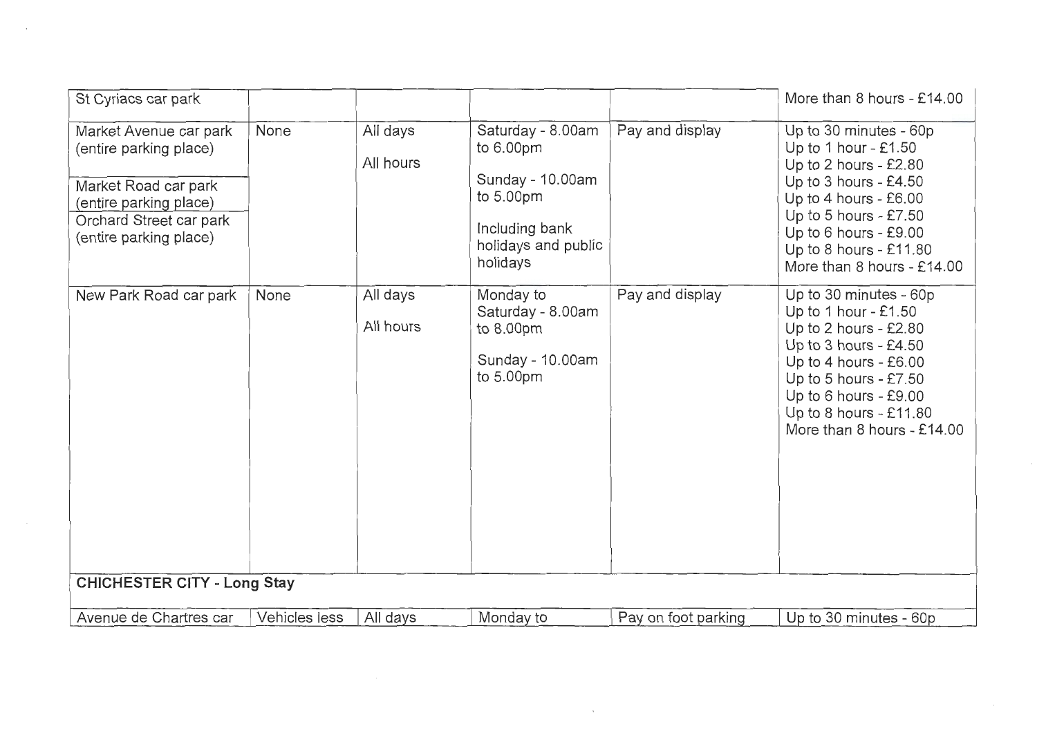| | | | | | |
|---|---|---|---|---|---|
| St Cyriacs car park | | | | | More than 8 hours - £14.00 |
| Market Avenue car park (entire parking place)<br><br>Market Road car park (entire parking place)<br>Orchard Street car park (entire parking place) | None | All days<br><br>All hours | Saturday - 8.00am to 6.00pm<br><br>Sunday - 10.00am to 5.00pm<br><br>Including bank holidays and public holidays | Pay and display | Up to 30 minutes - 60p<br>Up to 1 hour - £1.50<br>Up to 2 hours - £2.80<br>Up to 3 hours - £4.50<br>Up to 4 hours - £6.00<br>Up to 5 hours - £7.50<br>Up to 6 hours - £9.00<br>Up to 8 hours - £11.80<br>More than 8 hours - £14.00 |
| New Park Road car park | None | All days<br><br>All hours | Monday to Saturday - 8.00am to 8.00pm<br><br>Sunday - 10.00am to 5.00pm | Pay and display | Up to 30 minutes - 60p<br>Up to 1 hour - £1.50<br>Up to 2 hours - £2.80<br>Up to 3 hours - £4.50<br>Up to 4 hours - £6.00<br>Up to 5 hours - £7.50<br>Up to 6 hours - £9.00<br>Up to 8 hours - £11.80<br>More than 8 hours - £14.00 |
| **CHICHESTER CITY - Long Stay** | | | | | |
| Avenue de Chartres car | Vehicles less | All days | Monday to | Pay on foot parking | Up to 30 minutes - 60p |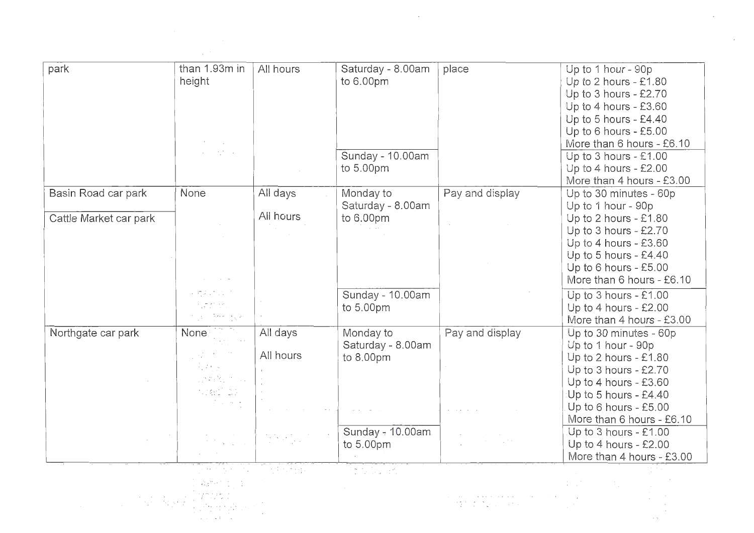| park | than 1.93m in height | All hours | Saturday - 8.00am to 6.00pm | place | Up to 1 hour - 90p<br>Up to 2 hours - £1.80<br>Up to 3 hours - £2.70<br>Up to 4 hours - £3.60<br>Up to 5 hours - £4.40<br>Up to 6 hours - £5.00<br>More than 6 hours - £6.10 |
|---|---|---|---|---|---|
| | | | Sunday - 10.00am to 5.00pm | | Up to 3 hours - £1.00<br>Up to 4 hours - £2.00<br>More than 4 hours - £3.00 |
| Basin Road car park<br>Cattle Market car park | None | All days<br>All hours | Monday to Saturday - 8.00am to 6.00pm | Pay and display | Up to 30 minutes - 60p<br>Up to 1 hour - 90p<br>Up to 2 hours - £1.80<br>Up to 3 hours - £2.70<br>Up to 4 hours - £3.60<br>Up to 5 hours - £4.40<br>Up to 6 hours - £5.00<br>More than 6 hours - £6.10 |
| | | | Sunday - 10.00am to 5.00pm | | Up to 3 hours - £1.00<br>Up to 4 hours - £2.00<br>More than 4 hours - £3.00 |
| Northgate car park | None | All days<br>All hours | Monday to Saturday - 8.00am to 8.00pm | Pay and display | Up to 30 minutes - 60p<br>Up to 1 hour - 90p<br>Up to 2 hours - £1.80<br>Up to 3 hours - £2.70<br>Up to 4 hours - £3.60<br>Up to 5 hours - £4.40<br>Up to 6 hours - £5.00<br>More than 6 hours - £6.10 |
| | | | Sunday - 10.00am to 5.00pm | | Up to 3 hours - £1.00<br>Up to 4 hours - £2.00<br>More than 4 hours - £3.00 |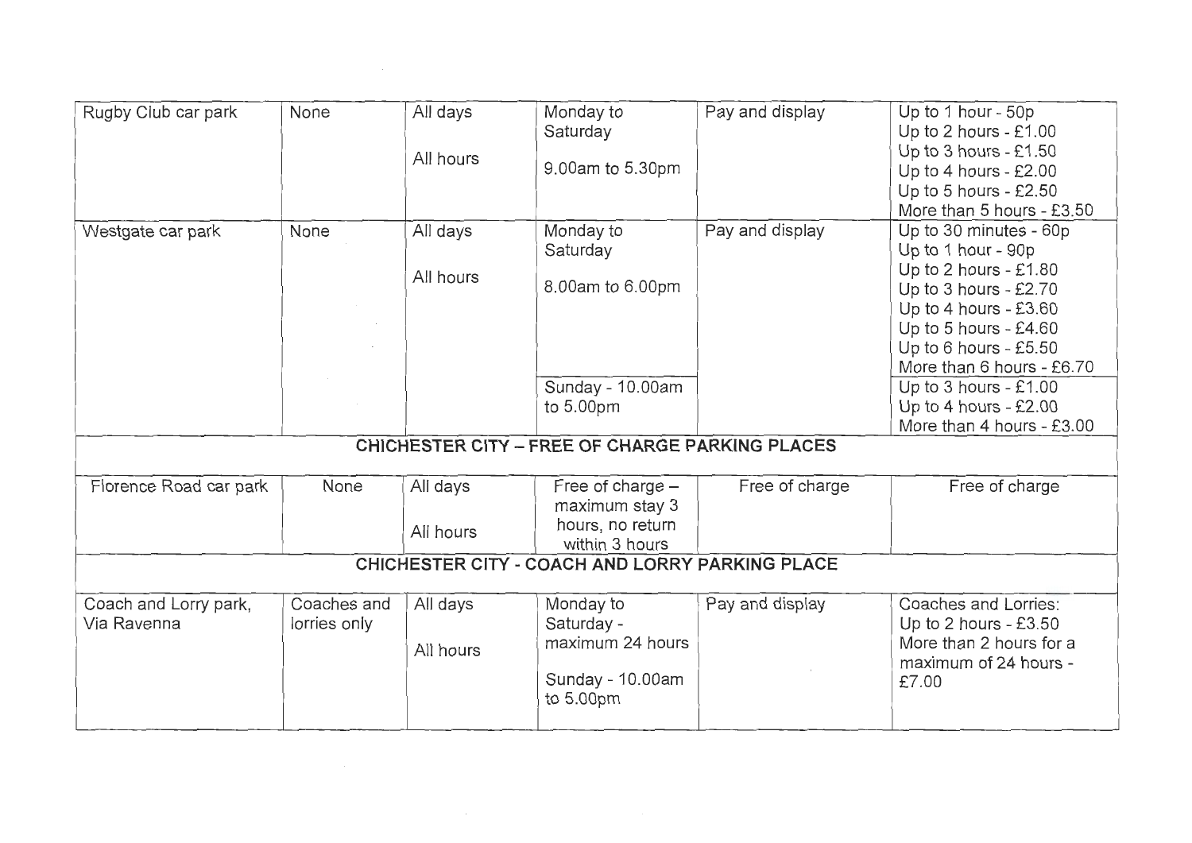| | | | | | |
|---|---|---|---|---|---|
| Rugby Club car park | None | All days<br><br>All hours | Monday to Saturday<br><br>9.00am to 5.30pm | Pay and display | Up to 1 hour - 50p<br>Up to 2 hours - £1.00<br>Up to 3 hours - £1.50<br>Up to 4 hours - £2.00<br>Up to 5 hours - £2.50<br>More than 5 hours - £3.50 |
| Westgate car park | None | All days<br><br>All hours | Monday to Saturday<br><br>8.00am to 6.00pm | Pay and display | Up to 30 minutes - 60p<br>Up to 1 hour - 90p<br>Up to 2 hours - £1.80<br>Up to 3 hours - £2.70<br>Up to 4 hours - £3.60<br>Up to 5 hours - £4.60<br>Up to 6 hours - £5.50<br>More than 6 hours - £6.70 |
| | | | Sunday - 10.00am to 5.00pm | | Up to 3 hours - £1.00<br>Up to 4 hours - £2.00<br>More than 4 hours - £3.00 |
| **CHICHESTER CITY – FREE OF CHARGE PARKING PLACES** | | | | | |
| Florence Road car park | None | All days<br><br>All hours | Free of charge – maximum stay 3 hours, no return within 3 hours | Free of charge | Free of charge |
| **CHICHESTER CITY - COACH AND LORRY PARKING PLACE** | | | | | |
| Coach and Lorry park, Via Ravenna | Coaches and lorries only | All days<br><br>All hours | Monday to Saturday - maximum 24 hours<br><br>Sunday - 10.00am to 5.00pm | Pay and display | Coaches and Lorries:<br>Up to 2 hours - £3.50<br>More than 2 hours for a maximum of 24 hours - £7.00 |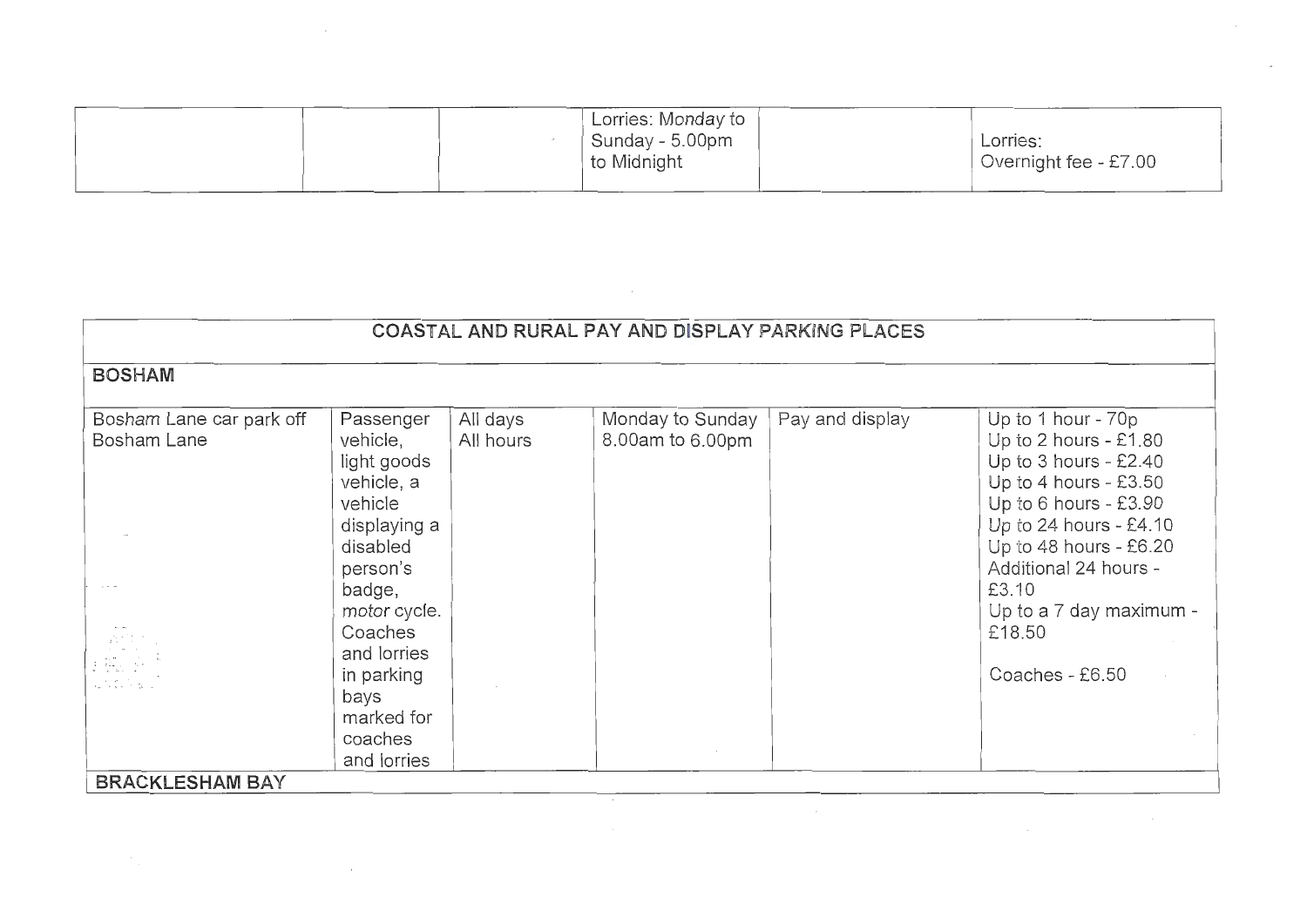| | | | Lorries: Monday to Sunday - 5.00pm to Midnight | | Lorries: Overnight fee - £7.00 |
|---|---|---|---|---|---|

| COASTAL AND RURAL PAY AND DISPLAY PARKING PLACES | | | | | |
|---|---|---|---|---|---|
| **BOSHAM** | | | | | |
| Bosham Lane car park off Bosham Lane | Passenger vehicle, light goods vehicle, a vehicle displaying a disabled person's badge, motor cycle. Coaches and lorries in parking bays marked for coaches and lorries | All days All hours | Monday to Sunday 8.00am to 6.00pm | Pay and display | Up to 1 hour - 70p<br>Up to 2 hours - £1.80<br>Up to 3 hours - £2.40<br>Up to 4 hours - £3.50<br>Up to 6 hours - £3.90<br>Up to 24 hours - £4.10<br>Up to 48 hours - £6.20<br>Additional 24 hours - £3.10<br>Up to a 7 day maximum - £18.50<br><br>Coaches - £6.50 |
| **BRACKLESHAM BAY** | | | | | |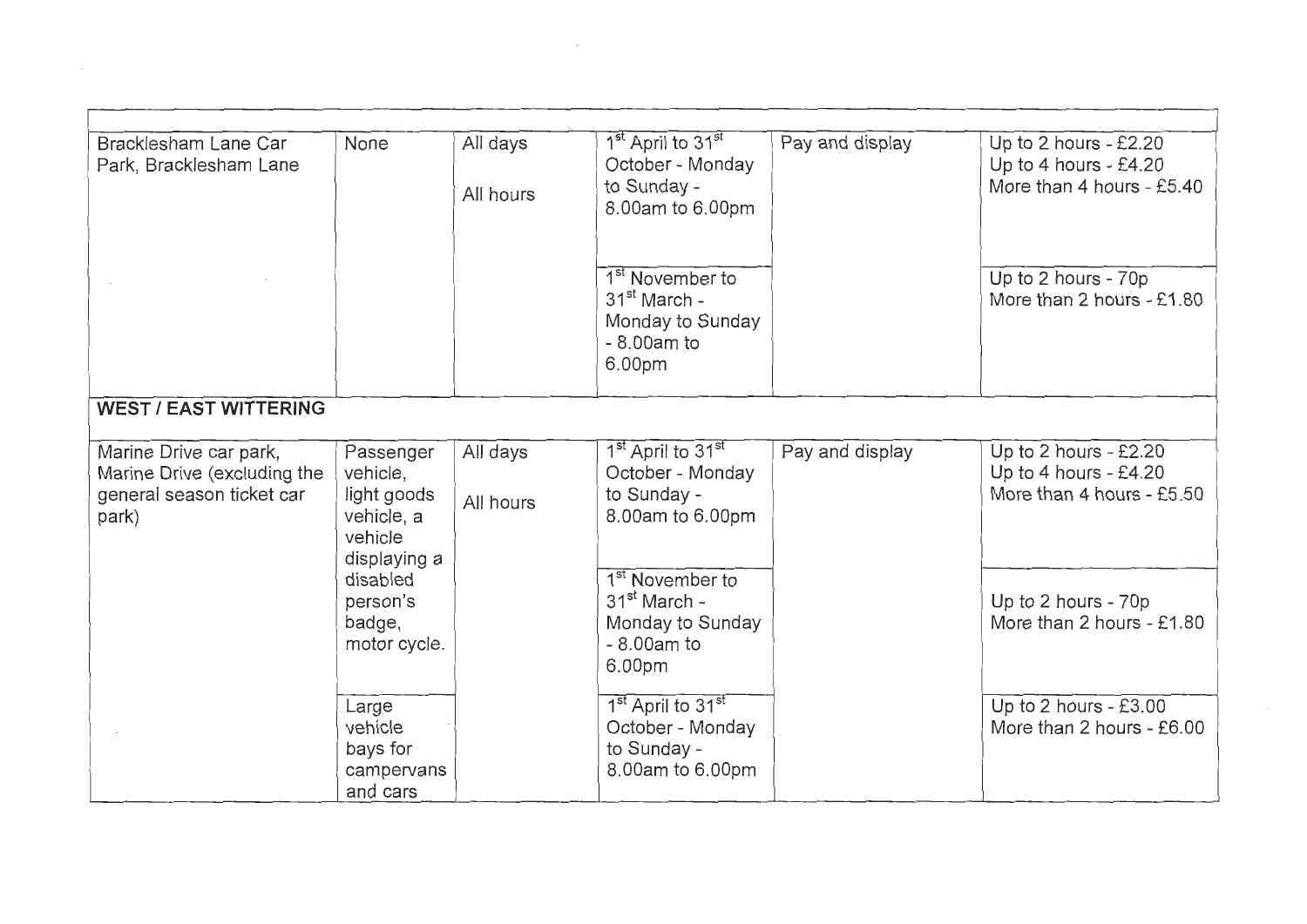| | | | | | |
|---|---|---|---|---|---|
| Bracklesham Lane Car Park, Bracklesham Lane | None | All days<br><br>All hours | 1st April to 31st October - Monday to Sunday - 8.00am to 6.00pm | Pay and display | Up to 2 hours - £2.20<br>Up to 4 hours - £4.20<br>More than 4 hours - £5.40 |
| | | | 1st November to 31st March - Monday to Sunday - 8.00am to 6.00pm | | Up to 2 hours - 70p<br>More than 2 hours - £1.80 |
| **WEST / EAST WITTERING** | | | | | |
| Marine Drive car park, Marine Drive (excluding the general season ticket car park) | Passenger vehicle, light goods vehicle, a vehicle displaying a disabled person's badge, motor cycle. | All days<br><br>All hours | 1st April to 31st October - Monday to Sunday - 8.00am to 6.00pm | Pay and display | Up to 2 hours - £2.20<br>Up to 4 hours - £4.20<br>More than 4 hours - £5.50 |
| | | | 1st November to 31st March - Monday to Sunday - 8.00am to 6.00pm | | Up to 2 hours - 70p<br>More than 2 hours - £1.80 |
| | Large vehicle bays for campervans and cars | | 1st April to 31st October - Monday to Sunday - 8.00am to 6.00pm | | Up to 2 hours - £3.00<br>More than 2 hours - £6.00 |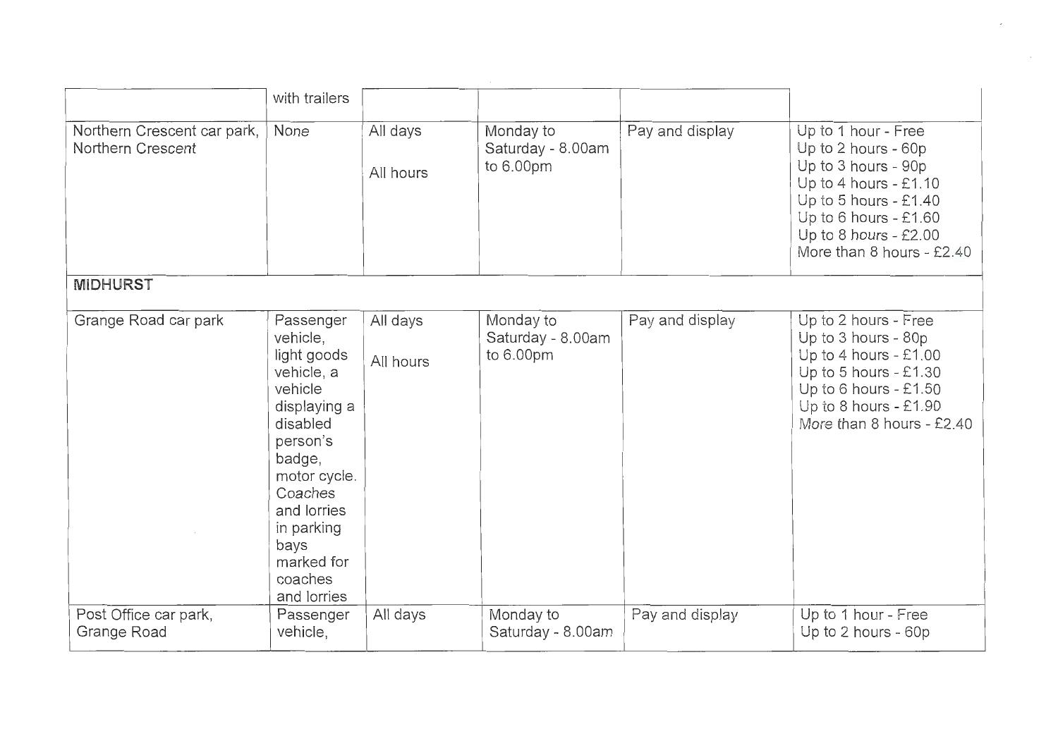|  | with trailers |  |  |  |  |
|---|---|---|---|---|---|
| Northern Crescent car park, Northern Crescent | None | All days<br><br>All hours | Monday to Saturday - 8.00am to 6.00pm | Pay and display | Up to 1 hour - Free<br>Up to 2 hours - 60p<br>Up to 3 hours - 90p<br>Up to 4 hours - £1.10<br>Up to 5 hours - £1.40<br>Up to 6 hours - £1.60<br>Up to 8 hours - £2.00<br>More than 8 hours - £2.40 |
| **MIDHURST** |  |  |  |  |  |
| Grange Road car park | Passenger vehicle, light goods vehicle, a vehicle displaying a disabled person's badge, motor cycle. Coaches and lorries in parking bays marked for coaches and lorries | All days<br><br>All hours | Monday to Saturday - 8.00am to 6.00pm | Pay and display | Up to 2 hours - Free<br>Up to 3 hours - 80p<br>Up to 4 hours - £1.00<br>Up to 5 hours - £1.30<br>Up to 6 hours - £1.50<br>Up to 8 hours - £1.90<br>More than 8 hours - £2.40 |
| Post Office car park, Grange Road | Passenger vehicle, | All days | Monday to Saturday - 8.00am | Pay and display | Up to 1 hour - Free<br>Up to 2 hours - 60p |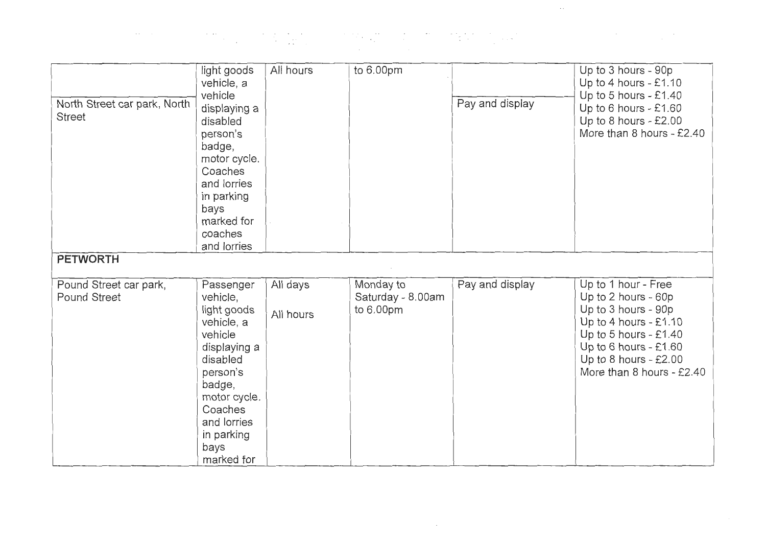| | | | | | |
|---|---|---|---|---|---|
| North Street car park, North Street | light goods vehicle, a vehicle displaying a disabled person's badge, motor cycle. Coaches and lorries in parking bays marked for coaches and lorries | All hours | to 6.00pm | Pay and display | Up to 3 hours - 90p<br>Up to 4 hours - £1.10<br>Up to 5 hours - £1.40<br>Up to 6 hours - £1.60<br>Up to 8 hours - £2.00<br>More than 8 hours - £2.40 |
| **PETWORTH** | | | | | |
| Pound Street car park, Pound Street | Passenger vehicle, light goods vehicle, a vehicle displaying a disabled person's badge, motor cycle. Coaches and lorries in parking bays marked for | All days<br><br>All hours | Monday to Saturday - 8.00am to 6.00pm | Pay and display | Up to 1 hour - Free<br>Up to 2 hours - 60p<br>Up to 3 hours - 90p<br>Up to 4 hours - £1.10<br>Up to 5 hours - £1.40<br>Up to 6 hours - £1.60<br>Up to 8 hours - £2.00<br>More than 8 hours - £2.40 |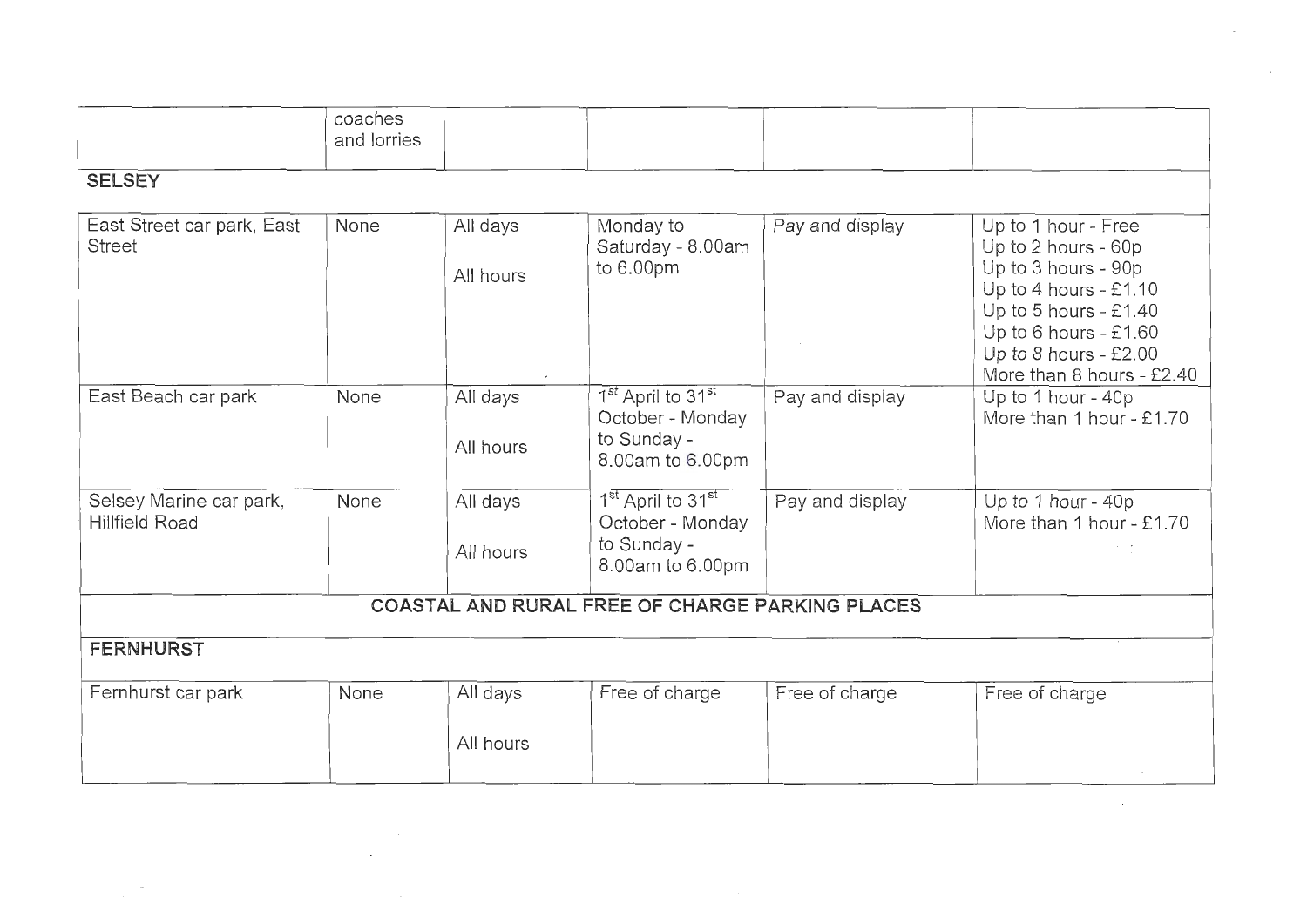| | coaches and lorries | | | | |
|---|---|---|---|---|---|
| **SELSEY** | | | | | |
| East Street car park, East Street | None | All days<br>All hours | Monday to Saturday - 8.00am to 6.00pm | Pay and display | Up to 1 hour - Free<br>Up to 2 hours - 60p<br>Up to 3 hours - 90p<br>Up to 4 hours - £1.10<br>Up to 5 hours - £1.40<br>Up to 6 hours - £1.60<br>Up to 8 hours - £2.00<br>More than 8 hours - £2.40 |
| East Beach car park | None | All days<br>All hours | 1st April to 31st October - Monday to Sunday - 8.00am to 6.00pm | Pay and display | Up to 1 hour - 40p<br>More than 1 hour - £1.70 |
| Selsey Marine car park, Hillfield Road | None | All days<br>All hours | 1st April to 31st October - Monday to Sunday - 8.00am to 6.00pm | Pay and display | Up to 1 hour - 40p<br>More than 1 hour - £1.70 |
| **COASTAL AND RURAL FREE OF CHARGE PARKING PLACES** | | | | | |
| **FERNHURST** | | | | | |
| Fernhurst car park | None | All days<br>All hours | Free of charge | Free of charge | Free of charge |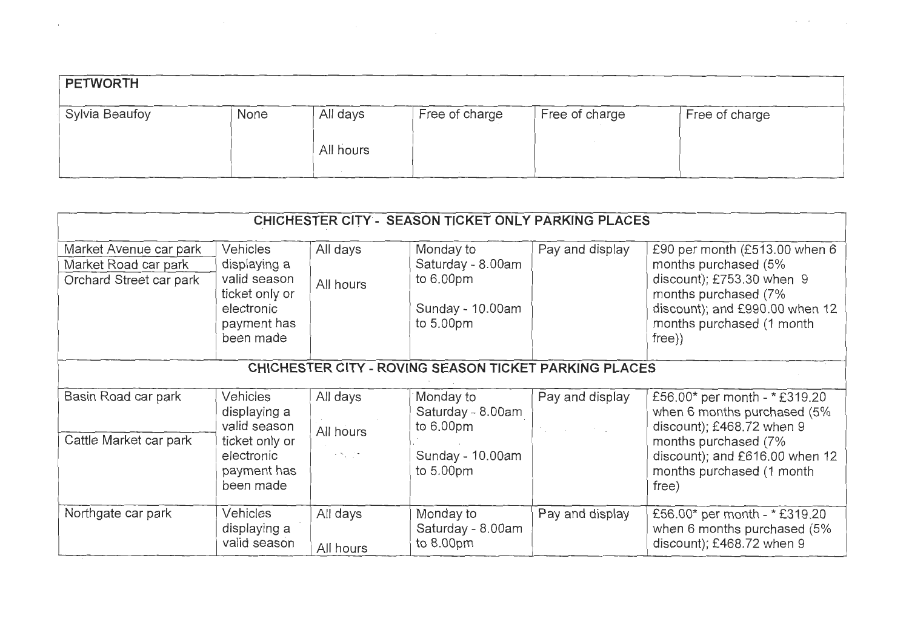| PETWORTH | | | | | |
|---|---|---|---|---|---|
| Sylvia Beaufoy | None | All days<br><br>All hours | Free of charge | Free of charge | Free of charge |

| CHICHESTER CITY - SEASON TICKET ONLY PARKING PLACES | | | | | |
|---|---|---|---|---|---|
| Market Avenue car park<br>Market Road car park<br>Orchard Street car park | Vehicles displaying a valid season ticket only or electronic payment has been made | All days<br><br>All hours | Monday to Saturday - 8.00am to 6.00pm<br><br>Sunday - 10.00am to 5.00pm | Pay and display | £90 per month (£513.00 when 6 months purchased (5% discount); £753.30 when 9 months purchased (7% discount); and £990.00 when 12 months purchased (1 month free)) |
| **CHICHESTER CITY - ROVING SEASON TICKET PARKING PLACES** | | | | | |
| Basin Road car park<br><br>Cattle Market car park | Vehicles displaying a valid season ticket only or electronic payment has been made | All days<br><br>All hours | Monday to Saturday - 8.00am to 6.00pm<br><br>Sunday - 10.00am to 5.00pm | Pay and display | £56.00* per month - * £319.20 when 6 months purchased (5% discount); £468.72 when 9 months purchased (7% discount); and £616.00 when 12 months purchased (1 month free) |
| Northgate car park | Vehicles displaying a valid season | All days<br><br>All hours | Monday to Saturday - 8.00am to 8.00pm | Pay and display | £56.00* per month - * £319.20 when 6 months purchased (5% discount); £468.72 when 9 |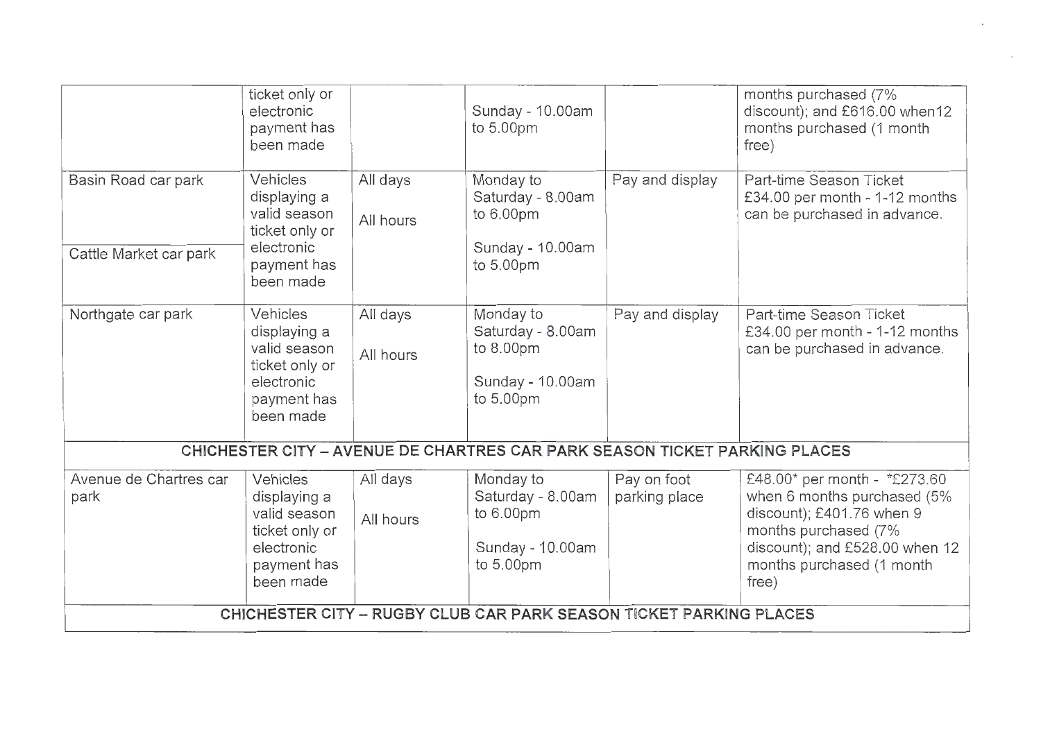| | | | | | |
|---|---|---|---|---|---|
| | ticket only or electronic payment has been made | | Sunday - 10.00am to 5.00pm | | months purchased (7% discount); and £616.00 when12 months purchased (1 month free) |
| Basin Road car park<br><br>Cattle Market car park | Vehicles displaying a valid season ticket only or electronic payment has been made | All days<br><br>All hours | Monday to Saturday - 8.00am to 6.00pm<br><br>Sunday - 10.00am to 5.00pm | Pay and display | Part-time Season Ticket £34.00 per month - 1-12 months can be purchased in advance. |
| Northgate car park | Vehicles displaying a valid season ticket only or electronic payment has been made | All days<br><br>All hours | Monday to Saturday - 8.00am to 8.00pm<br><br>Sunday - 10.00am to 5.00pm | Pay and display | Part-time Season Ticket £34.00 per month - 1-12 months can be purchased in advance. |
| **CHICHESTER CITY – AVENUE DE CHARTRES CAR PARK SEASON TICKET PARKING PLACES** | | | | | |
| Avenue de Chartres car park | Vehicles displaying a valid season ticket only or electronic payment has been made | All days<br><br>All hours | Monday to Saturday - 8.00am to 6.00pm<br><br>Sunday - 10.00am to 5.00pm | Pay on foot parking place | £48.00* per month - *£273.60 when 6 months purchased (5% discount); £401.76 when 9 months purchased (7% discount); and £528.00 when 12 months purchased (1 month free) |
| **CHICHESTER CITY – RUGBY CLUB CAR PARK SEASON TICKET PARKING PLACES** | | | | | |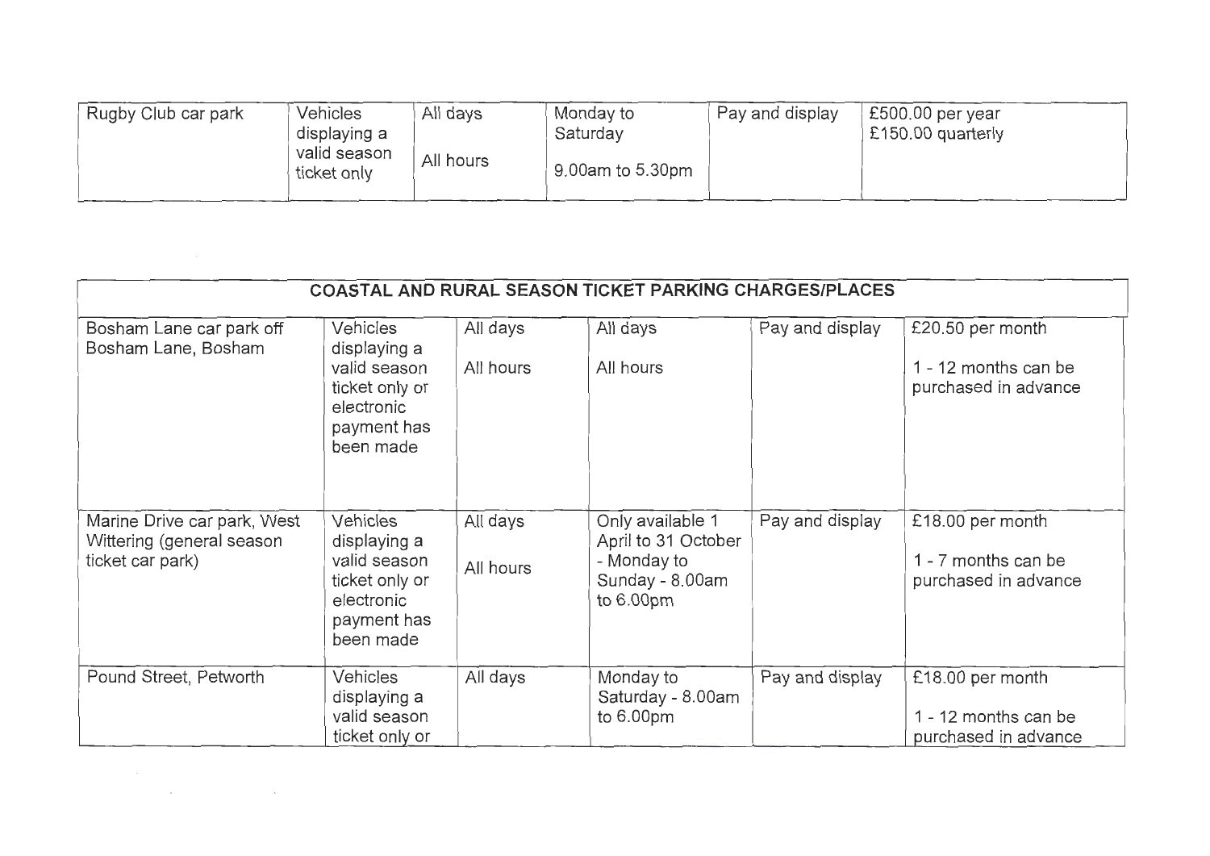| Rugby Club car park | Vehicles displaying a valid season ticket only | All days<br><br>All hours | Monday to Saturday<br><br>9.00am to 5.30pm | Pay and display | £500.00 per year<br>£150.00 quarterly |
|---|---|---|---|---|---|

| COASTAL AND RURAL SEASON TICKET PARKING CHARGES/PLACES | | | | | |
|---|---|---|---|---|---|
| Bosham Lane car park off Bosham Lane, Bosham | Vehicles displaying a valid season ticket only or electronic payment has been made | All days<br><br>All hours | All days<br><br>All hours | Pay and display | £20.50 per month<br><br>1 - 12 months can be purchased in advance |
| Marine Drive car park, West Wittering (general season ticket car park) | Vehicles displaying a valid season ticket only or electronic payment has been made | All days<br><br>All hours | Only available 1 April to 31 October - Monday to Sunday - 8.00am to 6.00pm | Pay and display | £18.00 per month<br><br>1 - 7 months can be purchased in advance |
| Pound Street, Petworth | Vehicles displaying a valid season ticket only or | All days | Monday to Saturday - 8.00am to 6.00pm | Pay and display | £18.00 per month<br><br>1 - 12 months can be purchased in advance |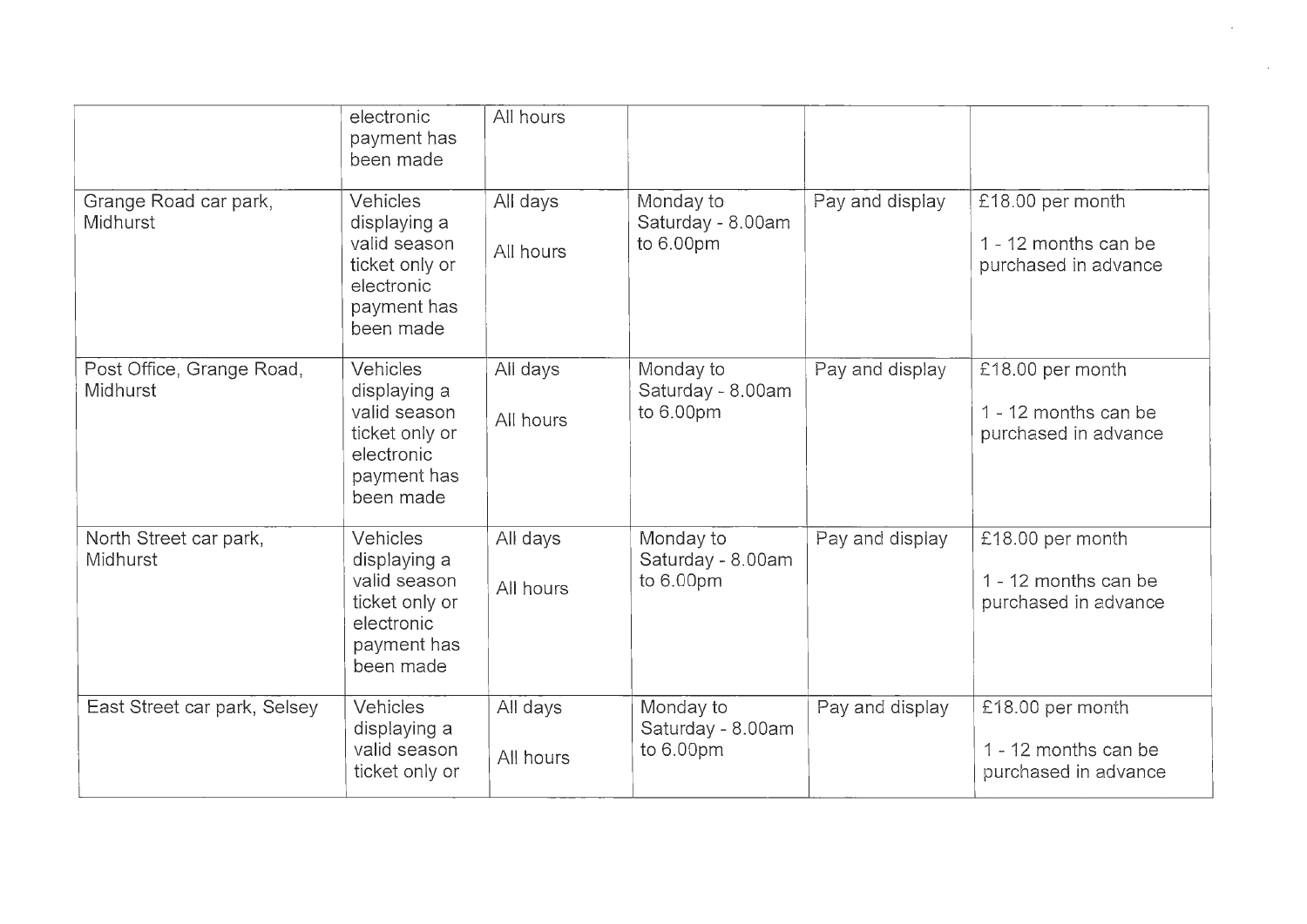| | | | | | |
|---|---|---|---|---|---|
| | electronic payment has been made | All hours | | | |
| Grange Road car park, Midhurst | Vehicles displaying a valid season ticket only or electronic payment has been made | All days<br><br>All hours | Monday to Saturday - 8.00am to 6.00pm | Pay and display | £18.00 per month<br><br>1 - 12 months can be purchased in advance |
| Post Office, Grange Road, Midhurst | Vehicles displaying a valid season ticket only or electronic payment has been made | All days<br><br>All hours | Monday to Saturday - 8.00am to 6.00pm | Pay and display | £18.00 per month<br><br>1 - 12 months can be purchased in advance |
| North Street car park, Midhurst | Vehicles displaying a valid season ticket only or electronic payment has been made | All days<br><br>All hours | Monday to Saturday - 8.00am to 6.00pm | Pay and display | £18.00 per month<br><br>1 - 12 months can be purchased in advance |
| East Street car park, Selsey | Vehicles displaying a valid season ticket only or | All days<br><br>All hours | Monday to Saturday - 8.00am to 6.00pm | Pay and display | £18.00 per month<br><br>1 - 12 months can be purchased in advance |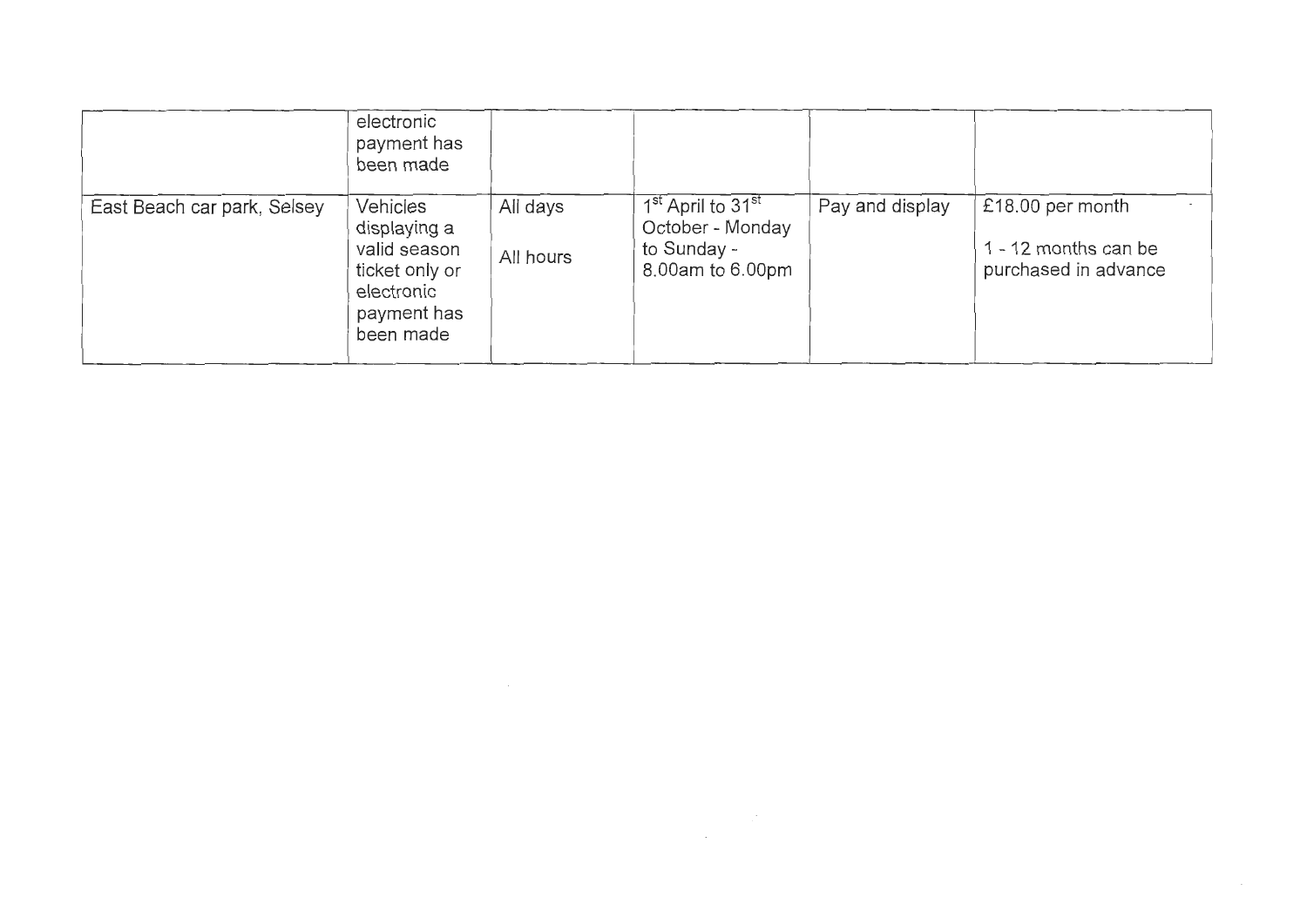| | | | | | |
|---|---|---|---|---|---|
| | electronic payment has been made | | | | |
| East Beach car park, Selsey | Vehicles displaying a valid season ticket only or electronic payment has been made | All days<br><br>All hours | 1st April to 31st October - Monday to Sunday - 8.00am to 6.00pm | Pay and display | £18.00 per month<br><br>1 - 12 months can be purchased in advance |